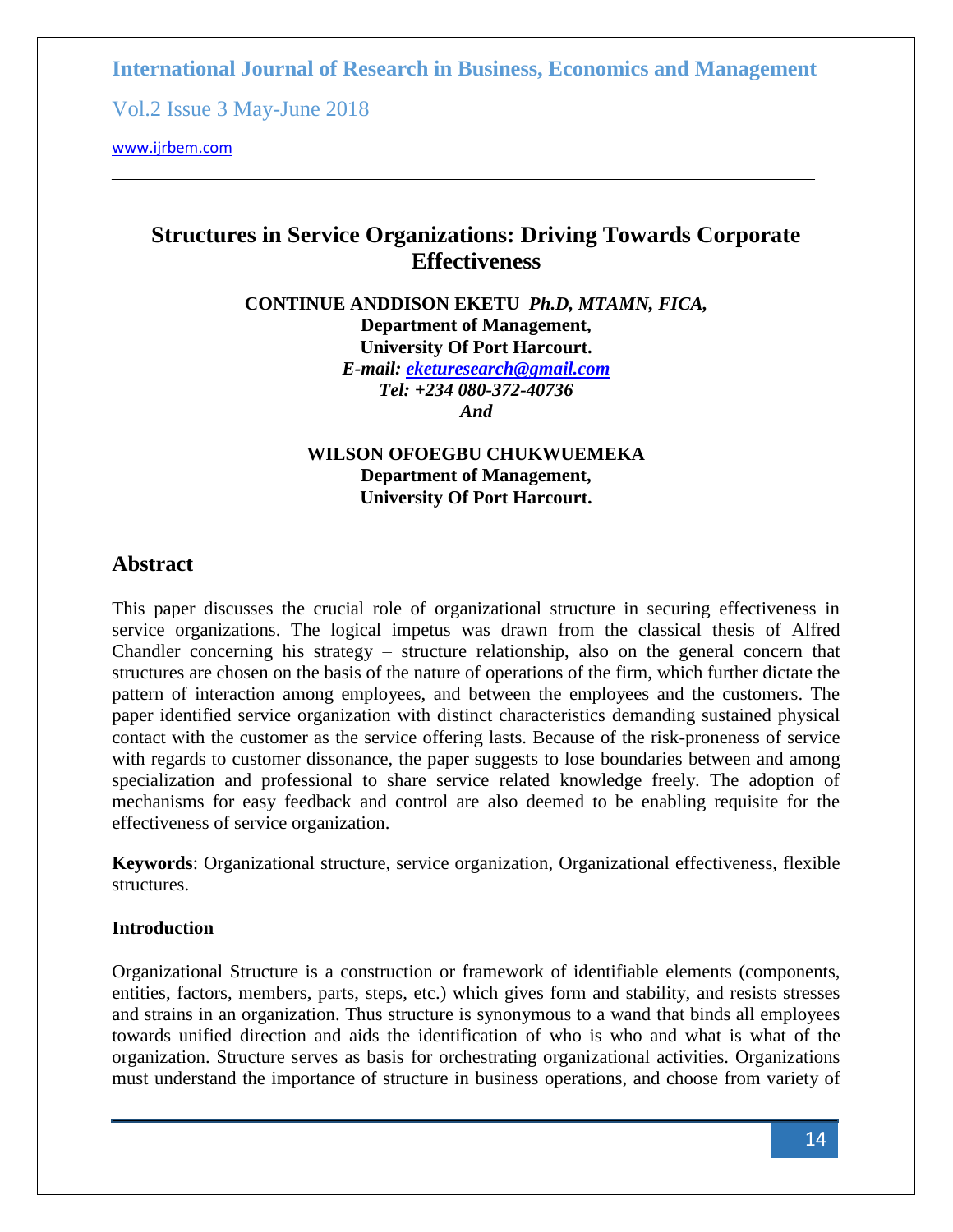# Structures in Service Organizations: Driving Towards Corporate Effectiveness

**CONTINUE ANDDISON EKETU** ***Ph.D, MTAMN, FICA,***
**Department of Management,**
**University Of Port Harcourt.**
***E-mail: eketuresearch@gmail.com***
***Tel: +234 080-372-40736***
***And***

**WILSON OFOEGBU CHUKWUEMEKA**
**Department of Management,**
**University Of Port Harcourt.**

## Abstract

This paper discusses the crucial role of organizational structure in securing effectiveness in service organizations. The logical impetus was drawn from the classical thesis of Alfred Chandler concerning his strategy – structure relationship, also on the general concern that structures are chosen on the basis of the nature of operations of the firm, which further dictate the pattern of interaction among employees, and between the employees and the customers. The paper identified service organization with distinct characteristics demanding sustained physical contact with the customer as the service offering lasts. Because of the risk-proneness of service with regards to customer dissonance, the paper suggests to lose boundaries between and among specialization and professional to share service related knowledge freely. The adoption of mechanisms for easy feedback and control are also deemed to be enabling requisite for the effectiveness of service organization.

**Keywords**: Organizational structure, service organization, Organizational effectiveness, flexible structures.

### Introduction

Organizational Structure is a construction or framework of identifiable elements (components, entities, factors, members, parts, steps, etc.) which gives form and stability, and resists stresses and strains in an organization. Thus structure is synonymous to a wand that binds all employees towards unified direction and aids the identification of who is who and what is what of the organization. Structure serves as basis for orchestrating organizational activities. Organizations must understand the importance of structure in business operations, and choose from variety of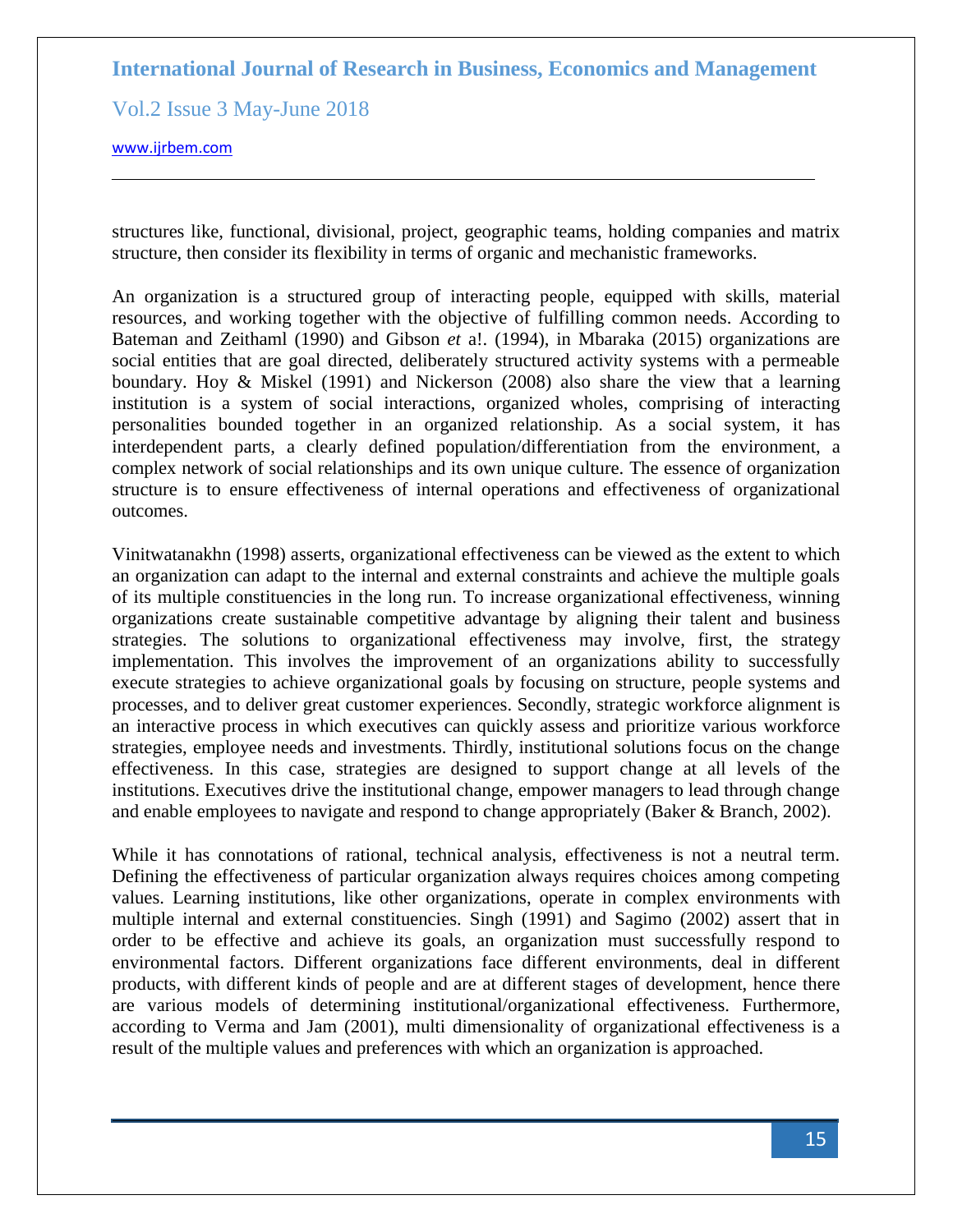structures like, functional, divisional, project, geographic teams, holding companies and matrix structure, then consider its flexibility in terms of organic and mechanistic frameworks.

An organization is a structured group of interacting people, equipped with skills, material resources, and working together with the objective of fulfilling common needs. According to Bateman and Zeithaml (1990) and Gibson *et* a!. (1994), in Mbaraka (2015) organizations are social entities that are goal directed, deliberately structured activity systems with a permeable boundary. Hoy & Miskel (1991) and Nickerson (2008) also share the view that a learning institution is a system of social interactions, organized wholes, comprising of interacting personalities bounded together in an organized relationship. As a social system, it has interdependent parts, a clearly defined population/differentiation from the environment, a complex network of social relationships and its own unique culture. The essence of organization structure is to ensure effectiveness of internal operations and effectiveness of organizational outcomes.

Vinitwatanakhn (1998) asserts, organizational effectiveness can be viewed as the extent to which an organization can adapt to the internal and external constraints and achieve the multiple goals of its multiple constituencies in the long run. To increase organizational effectiveness, winning organizations create sustainable competitive advantage by aligning their talent and business strategies. The solutions to organizational effectiveness may involve, first, the strategy implementation. This involves the improvement of an organizations ability to successfully execute strategies to achieve organizational goals by focusing on structure, people systems and processes, and to deliver great customer experiences. Secondly, strategic workforce alignment is an interactive process in which executives can quickly assess and prioritize various workforce strategies, employee needs and investments. Thirdly, institutional solutions focus on the change effectiveness. In this case, strategies are designed to support change at all levels of the institutions. Executives drive the institutional change, empower managers to lead through change and enable employees to navigate and respond to change appropriately (Baker & Branch, 2002).

While it has connotations of rational, technical analysis, effectiveness is not a neutral term. Defining the effectiveness of particular organization always requires choices among competing values. Learning institutions, like other organizations, operate in complex environments with multiple internal and external constituencies. Singh (1991) and Sagimo (2002) assert that in order to be effective and achieve its goals, an organization must successfully respond to environmental factors. Different organizations face different environments, deal in different products, with different kinds of people and are at different stages of development, hence there are various models of determining institutional/organizational effectiveness. Furthermore, according to Verma and Jam (2001), multi dimensionality of organizational effectiveness is a result of the multiple values and preferences with which an organization is approached.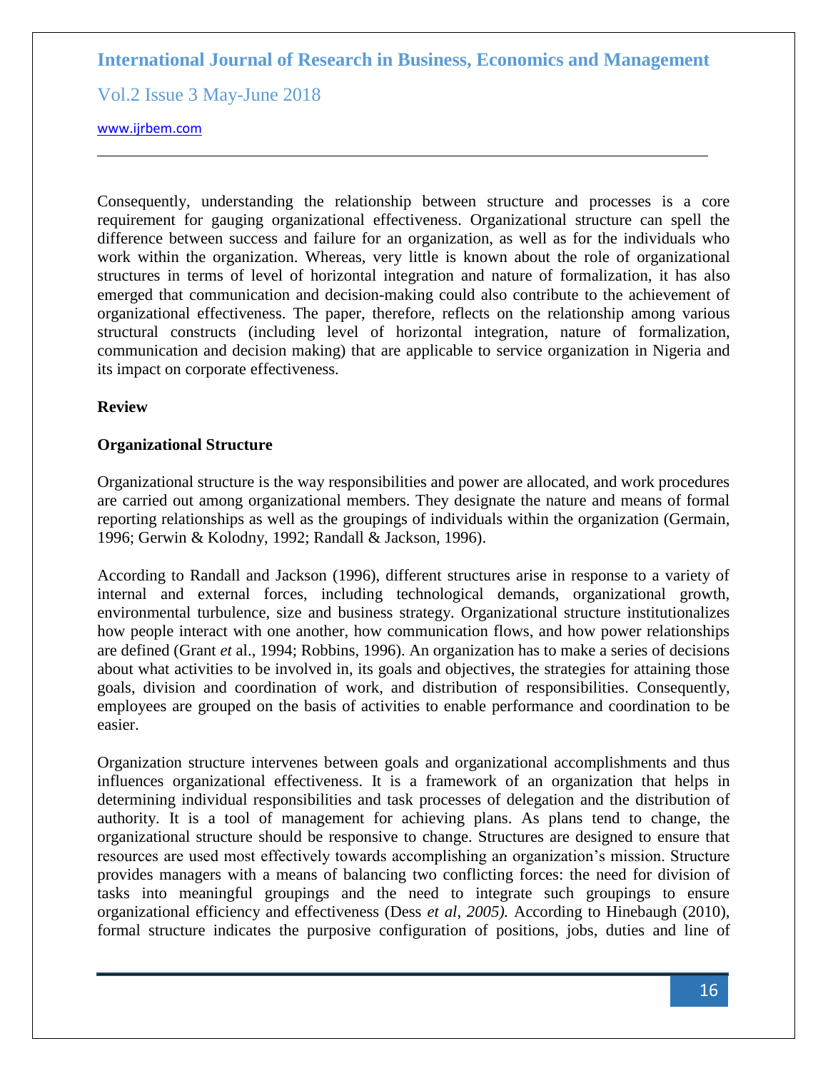Consequently, understanding the relationship between structure and processes is a core requirement for gauging organizational effectiveness. Organizational structure can spell the difference between success and failure for an organization, as well as for the individuals who work within the organization. Whereas, very little is known about the role of organizational structures in terms of level of horizontal integration and nature of formalization, it has also emerged that communication and decision-making could also contribute to the achievement of organizational effectiveness. The paper, therefore, reflects on the relationship among various structural constructs (including level of horizontal integration, nature of formalization, communication and decision making) that are applicable to service organization in Nigeria and its impact on corporate effectiveness.

## Review

### Organizational Structure

Organizational structure is the way responsibilities and power are allocated, and work procedures are carried out among organizational members. They designate the nature and means of formal reporting relationships as well as the groupings of individuals within the organization (Germain, 1996; Gerwin & Kolodny, 1992; Randall & Jackson, 1996).

According to Randall and Jackson (1996), different structures arise in response to a variety of internal and external forces, including technological demands, organizational growth, environmental turbulence, size and business strategy. Organizational structure institutionalizes how people interact with one another, how communication flows, and how power relationships are defined (Grant *et* al., 1994; Robbins, 1996). An organization has to make a series of decisions about what activities to be involved in, its goals and objectives, the strategies for attaining those goals, division and coordination of work, and distribution of responsibilities. Consequently, employees are grouped on the basis of activities to enable performance and coordination to be easier.

Organization structure intervenes between goals and organizational accomplishments and thus influences organizational effectiveness. It is a framework of an organization that helps in determining individual responsibilities and task processes of delegation and the distribution of authority. It is a tool of management for achieving plans. As plans tend to change, the organizational structure should be responsive to change. Structures are designed to ensure that resources are used most effectively towards accomplishing an organization's mission. Structure provides managers with a means of balancing two conflicting forces: the need for division of tasks into meaningful groupings and the need to integrate such groupings to ensure organizational efficiency and effectiveness (Dess *et al, 2005).* According to Hinebaugh (2010), formal structure indicates the purposive configuration of positions, jobs, duties and line of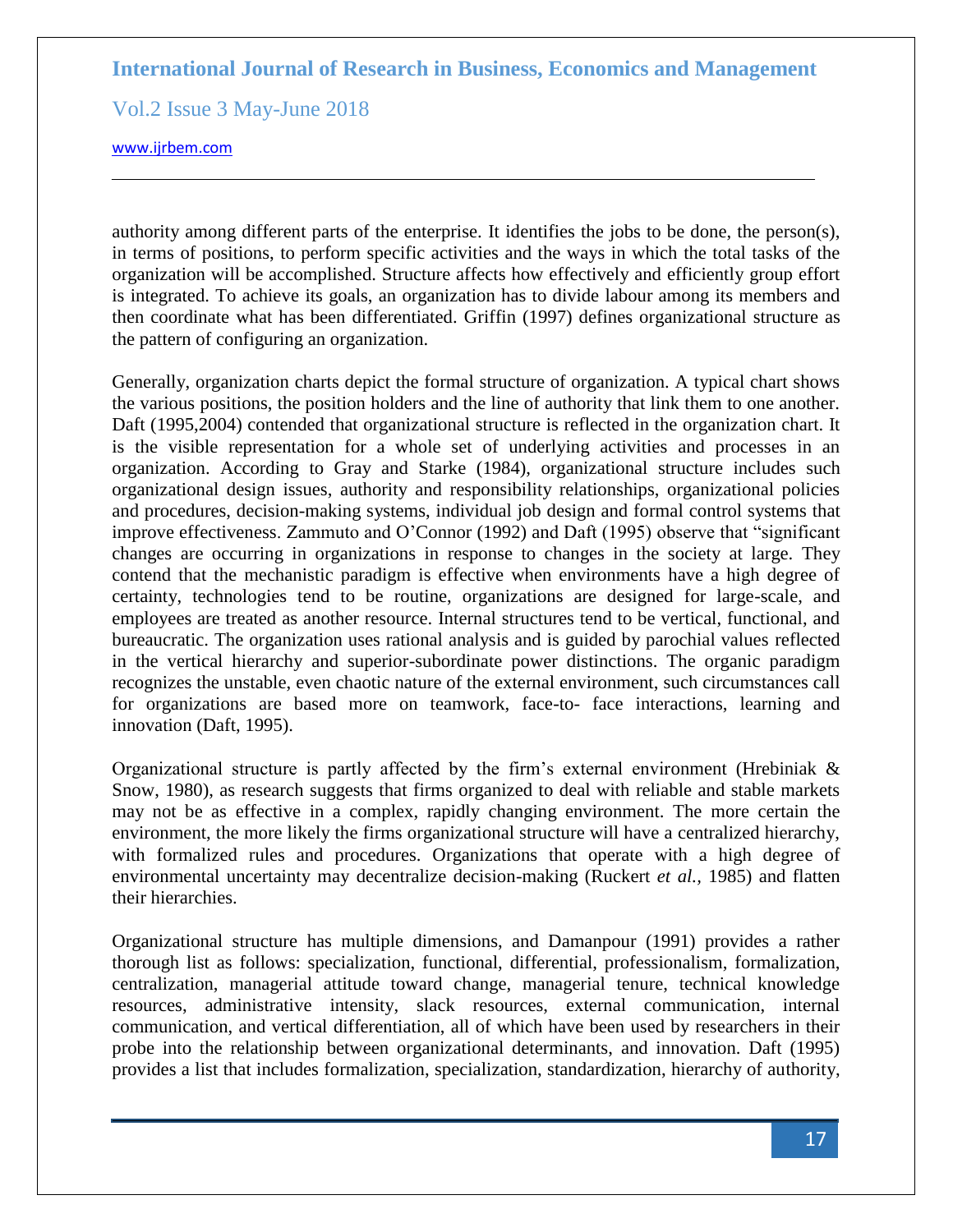authority among different parts of the enterprise. It identifies the jobs to be done, the person(s), in terms of positions, to perform specific activities and the ways in which the total tasks of the organization will be accomplished. Structure affects how effectively and efficiently group effort is integrated. To achieve its goals, an organization has to divide labour among its members and then coordinate what has been differentiated. Griffin (1997) defines organizational structure as the pattern of configuring an organization.

Generally, organization charts depict the formal structure of organization. A typical chart shows the various positions, the position holders and the line of authority that link them to one another. Daft (1995,2004) contended that organizational structure is reflected in the organization chart. It is the visible representation for a whole set of underlying activities and processes in an organization. According to Gray and Starke (1984), organizational structure includes such organizational design issues, authority and responsibility relationships, organizational policies and procedures, decision-making systems, individual job design and formal control systems that improve effectiveness. Zammuto and O'Connor (1992) and Daft (1995) observe that "significant changes are occurring in organizations in response to changes in the society at large. They contend that the mechanistic paradigm is effective when environments have a high degree of certainty, technologies tend to be routine, organizations are designed for large-scale, and employees are treated as another resource. Internal structures tend to be vertical, functional, and bureaucratic. The organization uses rational analysis and is guided by parochial values reflected in the vertical hierarchy and superior-subordinate power distinctions. The organic paradigm recognizes the unstable, even chaotic nature of the external environment, such circumstances call for organizations are based more on teamwork, face-to- face interactions, learning and innovation (Daft, 1995).

Organizational structure is partly affected by the firm's external environment (Hrebiniak & Snow, 1980), as research suggests that firms organized to deal with reliable and stable markets may not be as effective in a complex, rapidly changing environment. The more certain the environment, the more likely the firms organizational structure will have a centralized hierarchy, with formalized rules and procedures. Organizations that operate with a high degree of environmental uncertainty may decentralize decision-making (Ruckert *et al.*, 1985) and flatten their hierarchies.

Organizational structure has multiple dimensions, and Damanpour (1991) provides a rather thorough list as follows: specialization, functional, differential, professionalism, formalization, centralization, managerial attitude toward change, managerial tenure, technical knowledge resources, administrative intensity, slack resources, external communication, internal communication, and vertical differentiation, all of which have been used by researchers in their probe into the relationship between organizational determinants, and innovation. Daft (1995) provides a list that includes formalization, specialization, standardization, hierarchy of authority,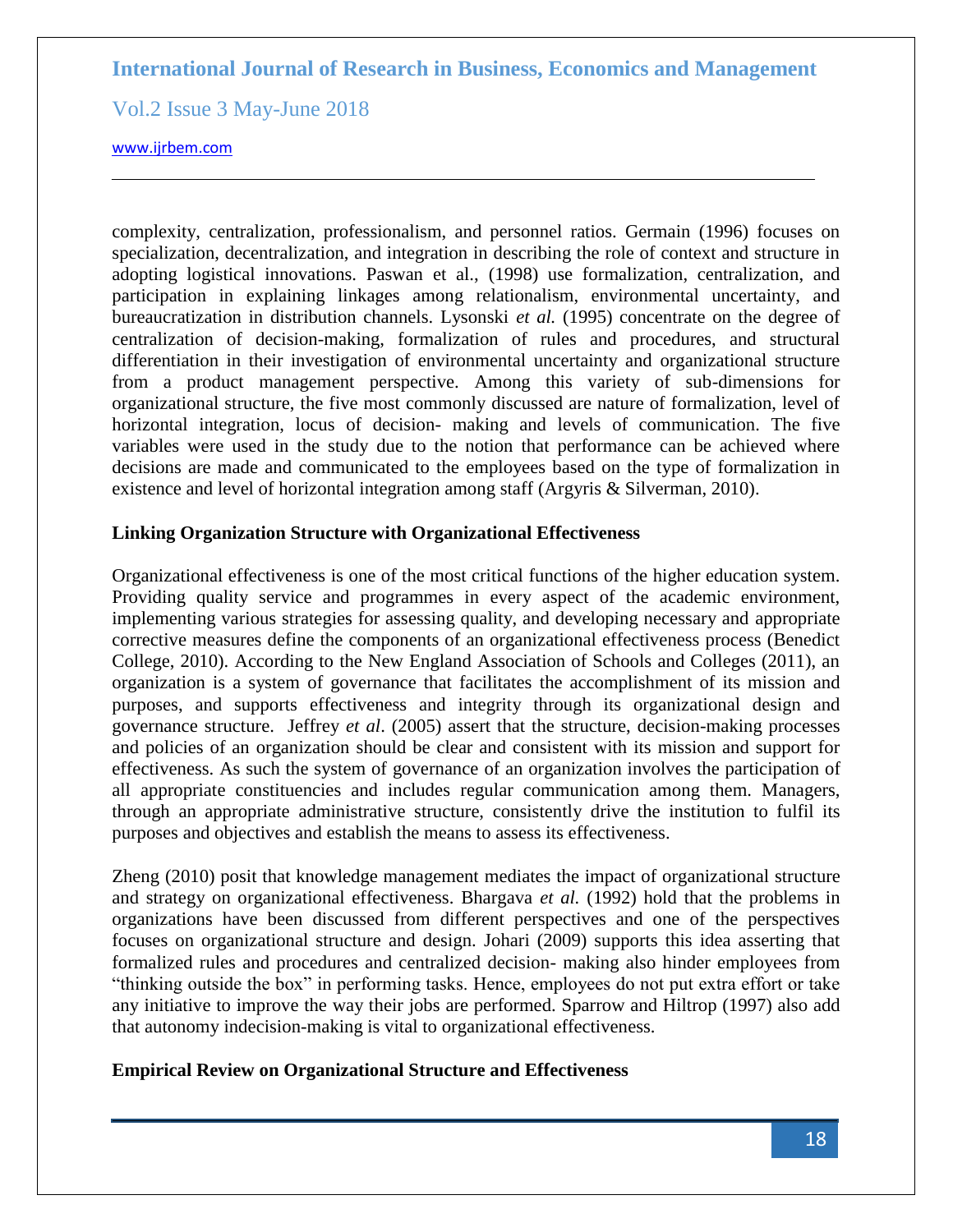complexity, centralization, professionalism, and personnel ratios. Germain (1996) focuses on specialization, decentralization, and integration in describing the role of context and structure in adopting logistical innovations. Paswan et al., (1998) use formalization, centralization, and participation in explaining linkages among relationalism, environmental uncertainty, and bureaucratization in distribution channels. Lysonski *et al.* (1995) concentrate on the degree of centralization of decision-making, formalization of rules and procedures, and structural differentiation in their investigation of environmental uncertainty and organizational structure from a product management perspective. Among this variety of sub-dimensions for organizational structure, the five most commonly discussed are nature of formalization, level of horizontal integration, locus of decision- making and levels of communication. The five variables were used in the study due to the notion that performance can be achieved where decisions are made and communicated to the employees based on the type of formalization in existence and level of horizontal integration among staff (Argyris & Silverman, 2010).

**Linking Organization Structure with Organizational Effectiveness**

Organizational effectiveness is one of the most critical functions of the higher education system. Providing quality service and programmes in every aspect of the academic environment, implementing various strategies for assessing quality, and developing necessary and appropriate corrective measures define the components of an organizational effectiveness process (Benedict College, 2010). According to the New England Association of Schools and Colleges (2011), an organization is a system of governance that facilitates the accomplishment of its mission and purposes, and supports effectiveness and integrity through its organizational design and governance structure. Jeffrey *et al*. (2005) assert that the structure, decision-making processes and policies of an organization should be clear and consistent with its mission and support for effectiveness. As such the system of governance of an organization involves the participation of all appropriate constituencies and includes regular communication among them. Managers, through an appropriate administrative structure, consistently drive the institution to fulfil its purposes and objectives and establish the means to assess its effectiveness.

Zheng (2010) posit that knowledge management mediates the impact of organizational structure and strategy on organizational effectiveness. Bhargava *et al.* (1992) hold that the problems in organizations have been discussed from different perspectives and one of the perspectives focuses on organizational structure and design. Johari (2009) supports this idea asserting that formalized rules and procedures and centralized decision- making also hinder employees from "thinking outside the box" in performing tasks. Hence, employees do not put extra effort or take any initiative to improve the way their jobs are performed. Sparrow and Hiltrop (1997) also add that autonomy indecision-making is vital to organizational effectiveness.

**Empirical Review on Organizational Structure and Effectiveness**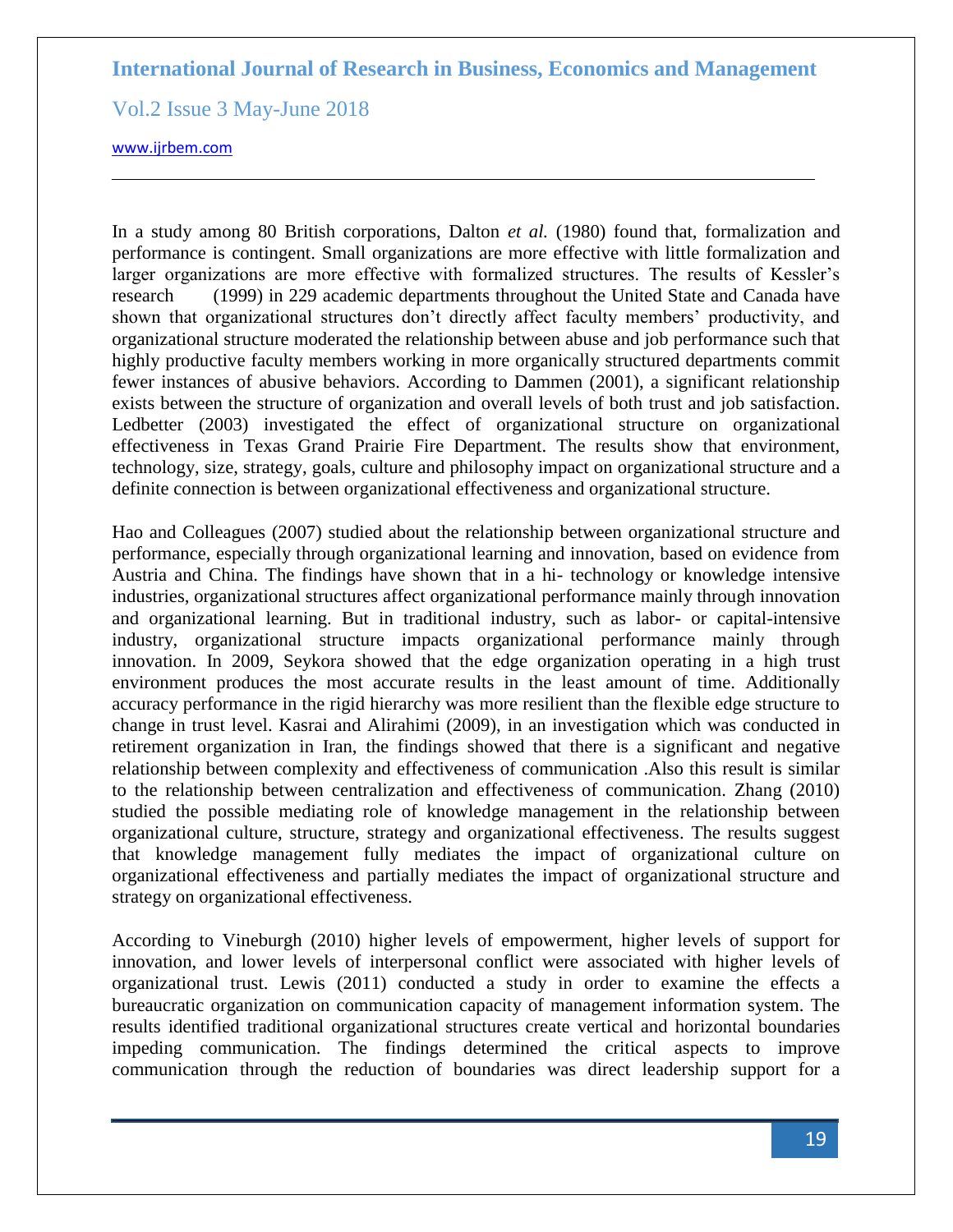In a study among 80 British corporations, Dalton *et al.* (1980) found that, formalization and performance is contingent. Small organizations are more effective with little formalization and larger organizations are more effective with formalized structures. The results of Kessler's research (1999) in 229 academic departments throughout the United State and Canada have shown that organizational structures don't directly affect faculty members' productivity, and organizational structure moderated the relationship between abuse and job performance such that highly productive faculty members working in more organically structured departments commit fewer instances of abusive behaviors. According to Dammen (2001), a significant relationship exists between the structure of organization and overall levels of both trust and job satisfaction. Ledbetter (2003) investigated the effect of organizational structure on organizational effectiveness in Texas Grand Prairie Fire Department. The results show that environment, technology, size, strategy, goals, culture and philosophy impact on organizational structure and a definite connection is between organizational effectiveness and organizational structure.

Hao and Colleagues (2007) studied about the relationship between organizational structure and performance, especially through organizational learning and innovation, based on evidence from Austria and China. The findings have shown that in a hi- technology or knowledge intensive industries, organizational structures affect organizational performance mainly through innovation and organizational learning. But in traditional industry, such as labor- or capital-intensive industry, organizational structure impacts organizational performance mainly through innovation. In 2009, Seykora showed that the edge organization operating in a high trust environment produces the most accurate results in the least amount of time. Additionally accuracy performance in the rigid hierarchy was more resilient than the flexible edge structure to change in trust level. Kasrai and Alirahimi (2009), in an investigation which was conducted in retirement organization in Iran, the findings showed that there is a significant and negative relationship between complexity and effectiveness of communication .Also this result is similar to the relationship between centralization and effectiveness of communication. Zhang (2010) studied the possible mediating role of knowledge management in the relationship between organizational culture, structure, strategy and organizational effectiveness. The results suggest that knowledge management fully mediates the impact of organizational culture on organizational effectiveness and partially mediates the impact of organizational structure and strategy on organizational effectiveness.

According to Vineburgh (2010) higher levels of empowerment, higher levels of support for innovation, and lower levels of interpersonal conflict were associated with higher levels of organizational trust. Lewis (2011) conducted a study in order to examine the effects a bureaucratic organization on communication capacity of management information system. The results identified traditional organizational structures create vertical and horizontal boundaries impeding communication. The findings determined the critical aspects to improve communication through the reduction of boundaries was direct leadership support for a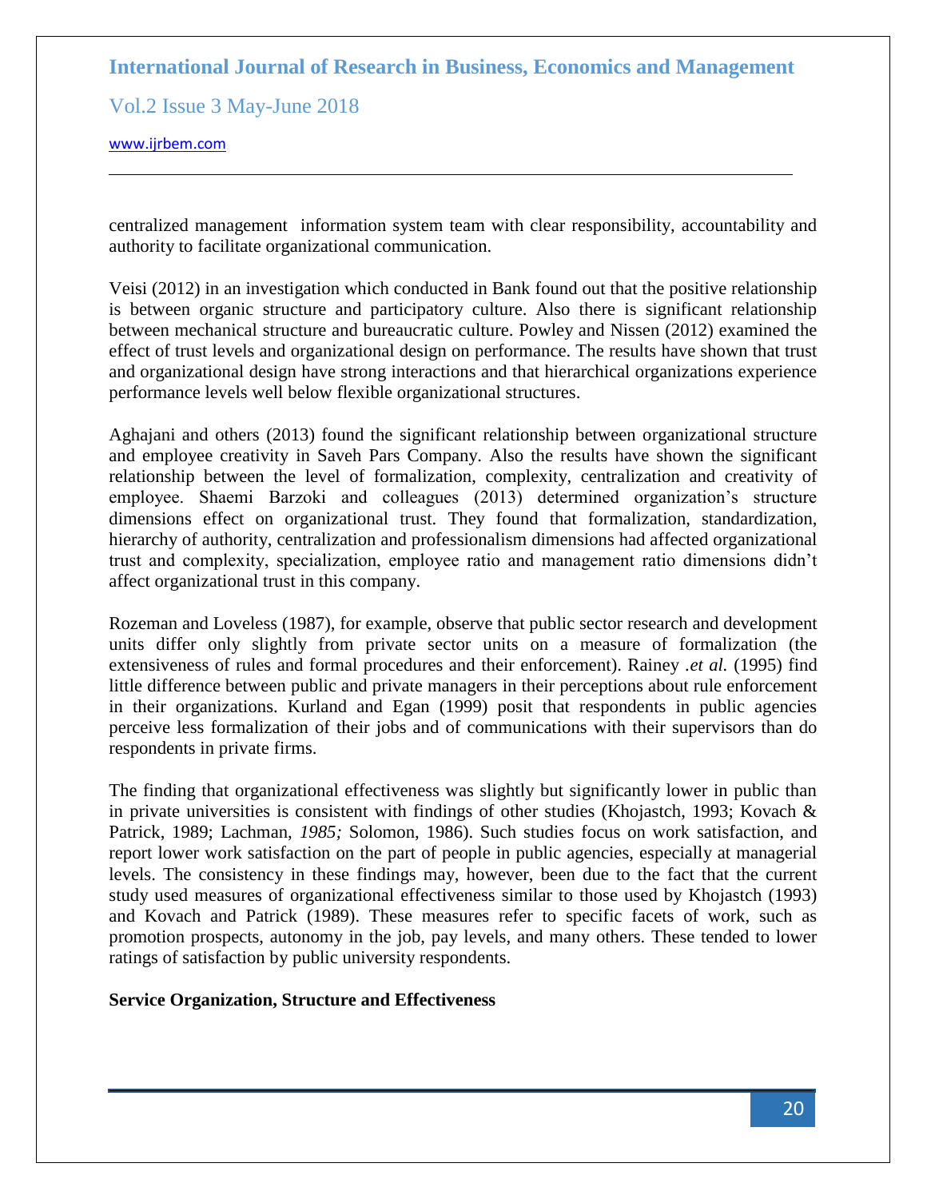centralized management information system team with clear responsibility, accountability and authority to facilitate organizational communication.

Veisi (2012) in an investigation which conducted in Bank found out that the positive relationship is between organic structure and participatory culture. Also there is significant relationship between mechanical structure and bureaucratic culture. Powley and Nissen (2012) examined the effect of trust levels and organizational design on performance. The results have shown that trust and organizational design have strong interactions and that hierarchical organizations experience performance levels well below flexible organizational structures.

Aghajani and others (2013) found the significant relationship between organizational structure and employee creativity in Saveh Pars Company. Also the results have shown the significant relationship between the level of formalization, complexity, centralization and creativity of employee. Shaemi Barzoki and colleagues (2013) determined organization's structure dimensions effect on organizational trust. They found that formalization, standardization, hierarchy of authority, centralization and professionalism dimensions had affected organizational trust and complexity, specialization, employee ratio and management ratio dimensions didn't affect organizational trust in this company.

Rozeman and Loveless (1987), for example, observe that public sector research and development units differ only slightly from private sector units on a measure of formalization (the extensiveness of rules and formal procedures and their enforcement). Rainey *.et al.* (1995) find little difference between public and private managers in their perceptions about rule enforcement in their organizations. Kurland and Egan (1999) posit that respondents in public agencies perceive less formalization of their jobs and of communications with their supervisors than do respondents in private firms.

The finding that organizational effectiveness was slightly but significantly lower in public than in private universities is consistent with findings of other studies (Khojastch, 1993; Kovach & Patrick, 1989; Lachman, *1985;* Solomon, 1986). Such studies focus on work satisfaction, and report lower work satisfaction on the part of people in public agencies, especially at managerial levels. The consistency in these findings may, however, been due to the fact that the current study used measures of organizational effectiveness similar to those used by Khojastch (1993) and Kovach and Patrick (1989). These measures refer to specific facets of work, such as promotion prospects, autonomy in the job, pay levels, and many others. These tended to lower ratings of satisfaction by public university respondents.

**Service Organization, Structure and Effectiveness**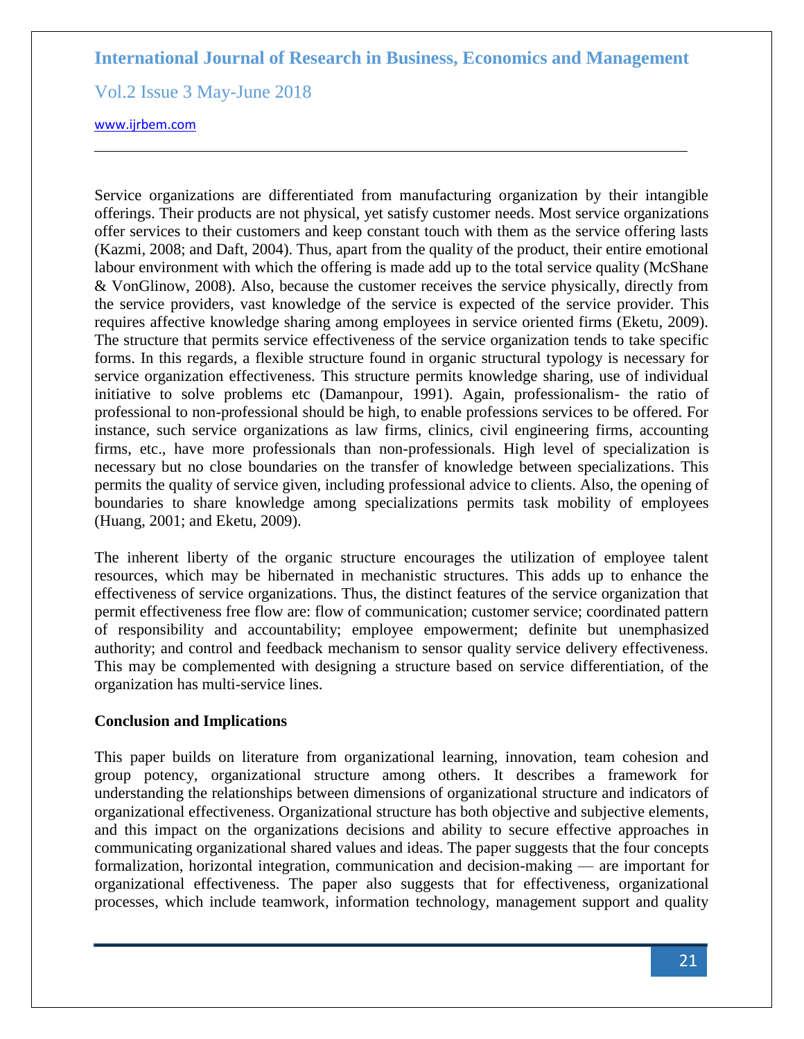Service organizations are differentiated from manufacturing organization by their intangible offerings. Their products are not physical, yet satisfy customer needs. Most service organizations offer services to their customers and keep constant touch with them as the service offering lasts (Kazmi, 2008; and Daft, 2004). Thus, apart from the quality of the product, their entire emotional labour environment with which the offering is made add up to the total service quality (McShane & VonGlinow, 2008). Also, because the customer receives the service physically, directly from the service providers, vast knowledge of the service is expected of the service provider. This requires affective knowledge sharing among employees in service oriented firms (Eketu, 2009). The structure that permits service effectiveness of the service organization tends to take specific forms. In this regards, a flexible structure found in organic structural typology is necessary for service organization effectiveness. This structure permits knowledge sharing, use of individual initiative to solve problems etc (Damanpour, 1991). Again, professionalism- the ratio of professional to non-professional should be high, to enable professions services to be offered. For instance, such service organizations as law firms, clinics, civil engineering firms, accounting firms, etc., have more professionals than non-professionals. High level of specialization is necessary but no close boundaries on the transfer of knowledge between specializations. This permits the quality of service given, including professional advice to clients. Also, the opening of boundaries to share knowledge among specializations permits task mobility of employees (Huang, 2001; and Eketu, 2009).

The inherent liberty of the organic structure encourages the utilization of employee talent resources, which may be hibernated in mechanistic structures. This adds up to enhance the effectiveness of service organizations. Thus, the distinct features of the service organization that permit effectiveness free flow are: flow of communication; customer service; coordinated pattern of responsibility and accountability; employee empowerment; definite but unemphasized authority; and control and feedback mechanism to sensor quality service delivery effectiveness. This may be complemented with designing a structure based on service differentiation, of the organization has multi-service lines.

**Conclusion and Implications**

This paper builds on literature from organizational learning, innovation, team cohesion and group potency, organizational structure among others. It describes a framework for understanding the relationships between dimensions of organizational structure and indicators of organizational effectiveness. Organizational structure has both objective and subjective elements, and this impact on the organizations decisions and ability to secure effective approaches in communicating organizational shared values and ideas. The paper suggests that the four concepts formalization, horizontal integration, communication and decision-making — are important for organizational effectiveness. The paper also suggests that for effectiveness, organizational processes, which include teamwork, information technology, management support and quality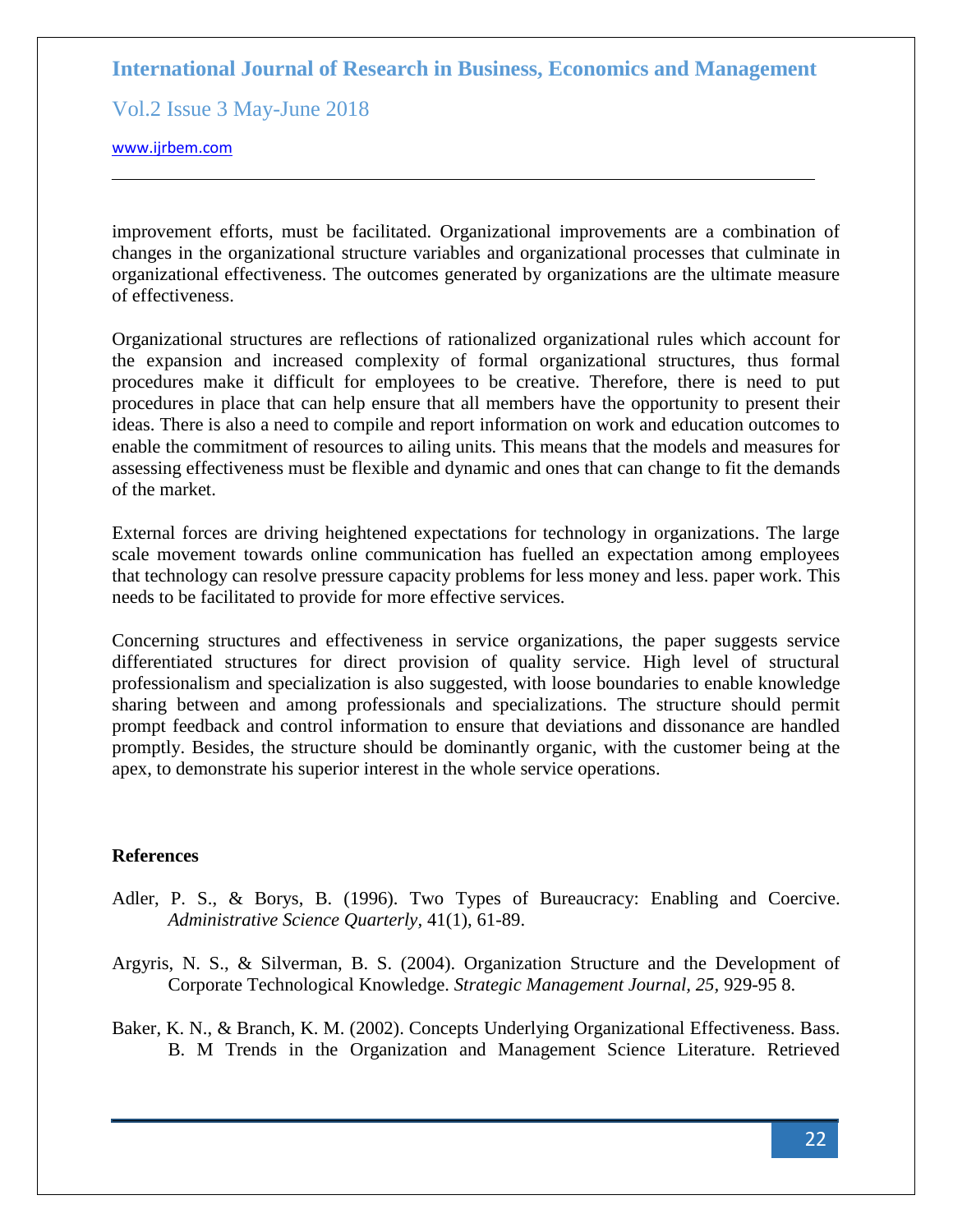improvement efforts, must be facilitated. Organizational improvements are a combination of changes in the organizational structure variables and organizational processes that culminate in organizational effectiveness. The outcomes generated by organizations are the ultimate measure of effectiveness.

Organizational structures are reflections of rationalized organizational rules which account for the expansion and increased complexity of formal organizational structures, thus formal procedures make it difficult for employees to be creative. Therefore, there is need to put procedures in place that can help ensure that all members have the opportunity to present their ideas. There is also a need to compile and report information on work and education outcomes to enable the commitment of resources to ailing units. This means that the models and measures for assessing effectiveness must be flexible and dynamic and ones that can change to fit the demands of the market.

External forces are driving heightened expectations for technology in organizations. The large scale movement towards online communication has fuelled an expectation among employees that technology can resolve pressure capacity problems for less money and less. paper work. This needs to be facilitated to provide for more effective services.

Concerning structures and effectiveness in service organizations, the paper suggests service differentiated structures for direct provision of quality service. High level of structural professionalism and specialization is also suggested, with loose boundaries to enable knowledge sharing between and among professionals and specializations. The structure should permit prompt feedback and control information to ensure that deviations and dissonance are handled promptly. Besides, the structure should be dominantly organic, with the customer being at the apex, to demonstrate his superior interest in the whole service operations.

**References**

Adler, P. S., & Borys, B. (1996). Two Types of Bureaucracy: Enabling and Coercive. *Administrative Science Quarterly,* 41(1), 61-89.

Argyris, N. S., & Silverman, B. S. (2004). Organization Structure and the Development of Corporate Technological Knowledge. *Strategic Management Journal, 25,* 929-95 8.

Baker, K. N., & Branch, K. M. (2002). Concepts Underlying Organizational Effectiveness. Bass. B. M Trends in the Organization and Management Science Literature. Retrieved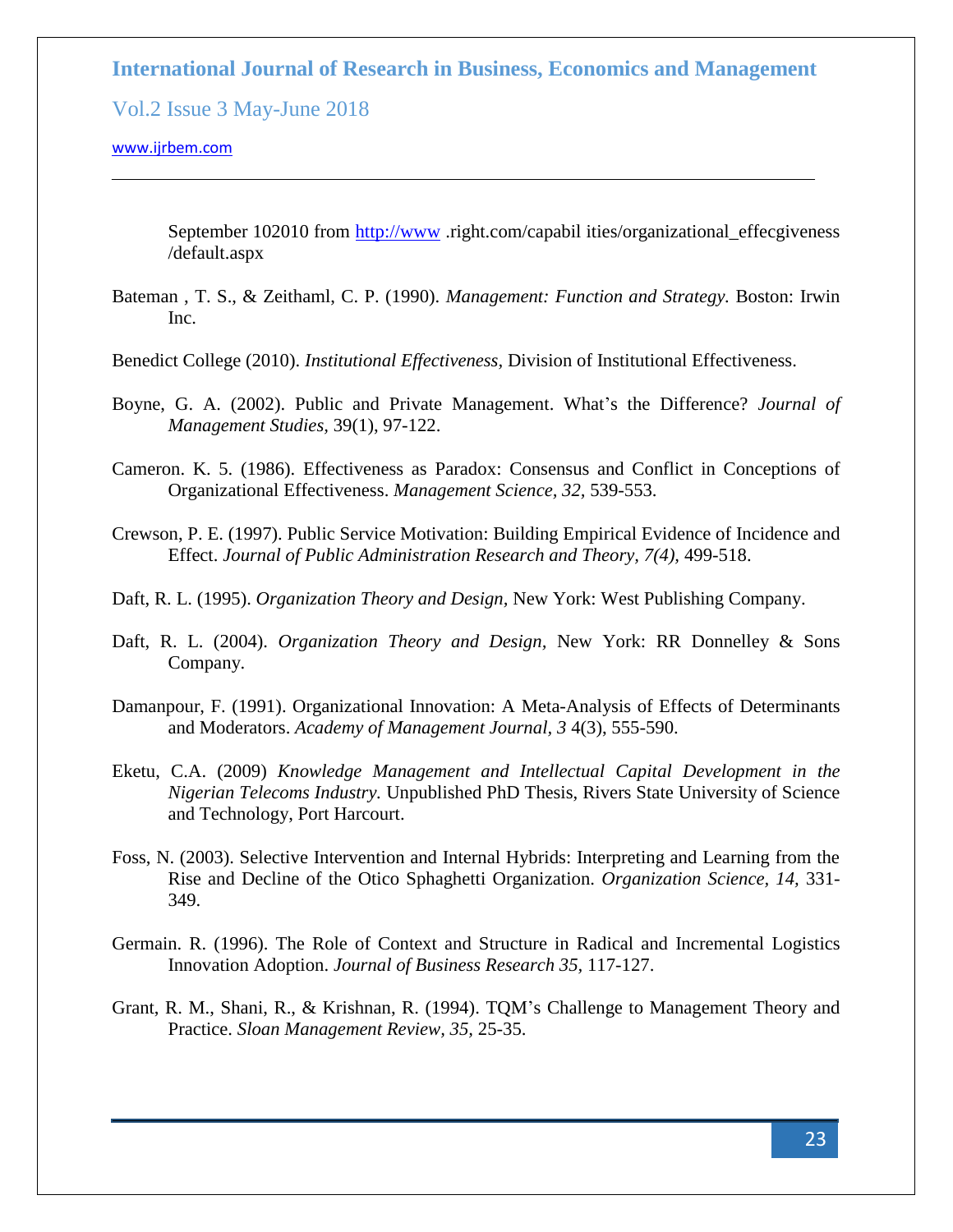September 102010 from http://www .right.com/capabil ities/organizational_effecgiveness /default.aspx

Bateman , T. S., & Zeithaml, C. P. (1990). *Management: Function and Strategy.* Boston: Irwin Inc.

Benedict College (2010). *Institutional Effectiveness*, Division of Institutional Effectiveness.

Boyne, G. A. (2002). Public and Private Management. What's the Difference? *Journal of Management Studies*, 39(1), 97-122.

Cameron. K. 5. (1986). Effectiveness as Paradox: Consensus and Conflict in Conceptions of Organizational Effectiveness. *Management Science, 32,* 539-553.

Crewson, P. E. (1997). Public Service Motivation: Building Empirical Evidence of Incidence and Effect. *Journal of Public Administration Research and Theory, 7(4)*, 499-518.

Daft, R. L. (1995). *Organization Theory and Design,* New York: West Publishing Company.

Daft, R. L. (2004). *Organization Theory and Design,* New York: RR Donnelley & Sons Company.

Damanpour, F. (1991). Organizational Innovation: A Meta-Analysis of Effects of Determinants and Moderators. *Academy of Management Journal, 3* 4(3), 555-590.

Eketu, C.A. (2009) *Knowledge Management and Intellectual Capital Development in the Nigerian Telecoms Industry.* Unpublished PhD Thesis, Rivers State University of Science and Technology, Port Harcourt.

Foss, N. (2003). Selective Intervention and Internal Hybrids: Interpreting and Learning from the Rise and Decline of the Otico Sphaghetti Organization. *Organization Science, 14*, 331-349.

Germain. R. (1996). The Role of Context and Structure in Radical and Incremental Logistics Innovation Adoption. *Journal of Business Research 35*, 117-127.

Grant, R. M., Shani, R., & Krishnan, R. (1994). TQM's Challenge to Management Theory and Practice. *Sloan Management Review, 35*, 25-35.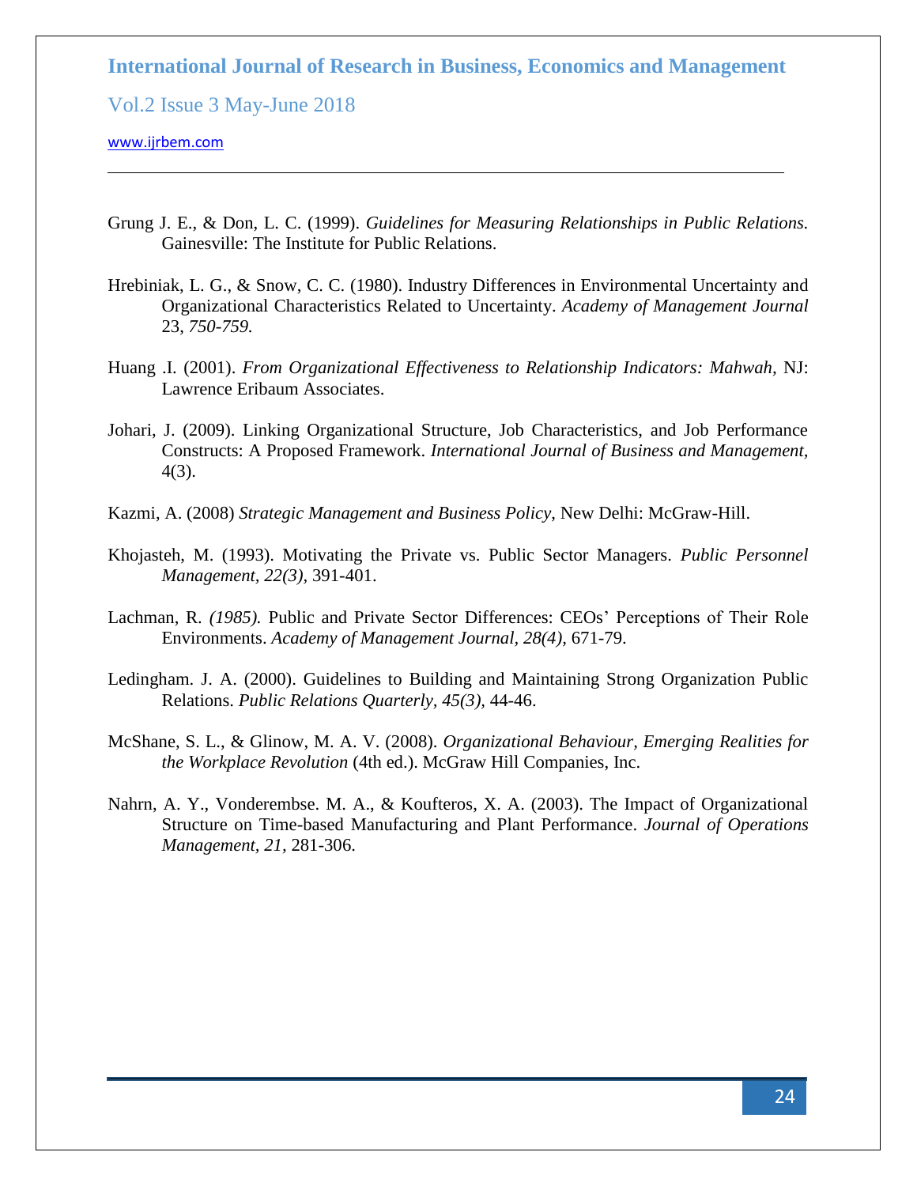Grung J. E., & Don, L. C. (1999). *Guidelines for Measuring Relationships in Public Relations.* Gainesville: The Institute for Public Relations.

Hrebiniak, L. G., & Snow, C. C. (1980). Industry Differences in Environmental Uncertainty and Organizational Characteristics Related to Uncertainty. *Academy of Management Journal* 23, *750-759.*

Huang .I. (2001). *From Organizational Effectiveness to Relationship Indicators: Mahwah,* NJ: Lawrence Eribaum Associates.

Johari, J. (2009). Linking Organizational Structure, Job Characteristics, and Job Performance Constructs: A Proposed Framework. *International Journal of Business and Management,* 4(3).

Kazmi, A. (2008) *Strategic Management and Business Policy,* New Delhi: McGraw-Hill.

Khojasteh, M. (1993). Motivating the Private vs. Public Sector Managers. *Public Personnel Management, 22(3),* 391-401.

Lachman, R. *(1985).* Public and Private Sector Differences: CEOs' Perceptions of Their Role Environments. *Academy of Management Journal, 28(4),* 671-79.

Ledingham. J. A. (2000). Guidelines to Building and Maintaining Strong Organization Public Relations. *Public Relations Quarterly, 45(3),* 44-46.

McShane, S. L., & Glinow, M. A. V. (2008). *Organizational Behaviour, Emerging Realities for the Workplace Revolution* (4th ed.). McGraw Hill Companies, Inc.

Nahrn, A. Y., Vonderembse. M. A., & Koufteros, X. A. (2003). The Impact of Organizational Structure on Time-based Manufacturing and Plant Performance. *Journal of Operations Management, 21,* 281-306.